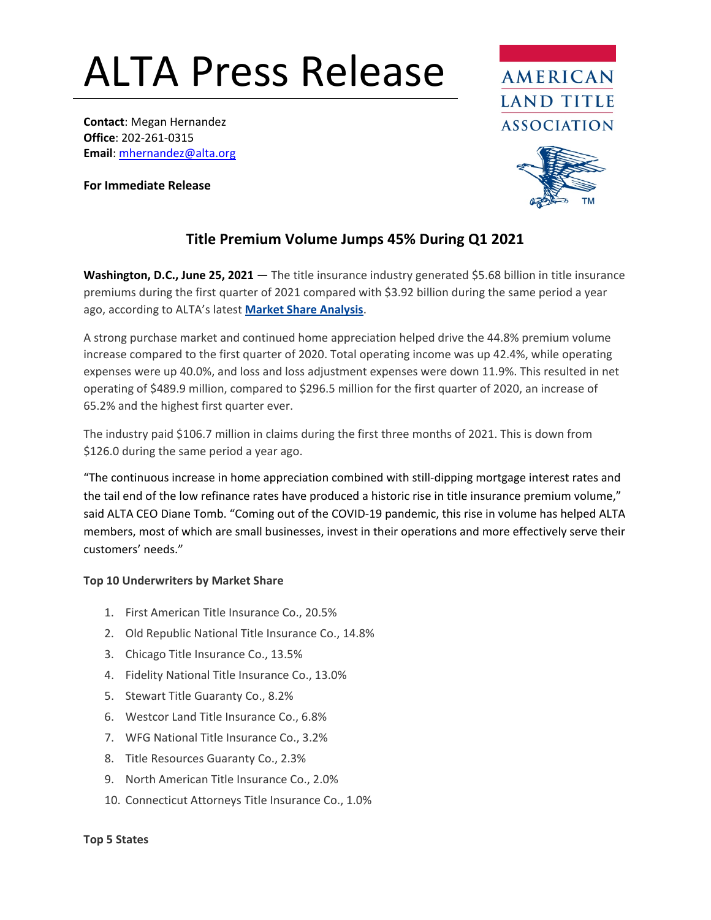# ALTA Press Release

**Contact**: Megan Hernandez
**Office**: 202-261-0315
**Email**: [mhernandez@alta.org](mailto:mhernandez@alta.org)

**For Immediate Release**

AMERICAN LAND TITLE ASSOCIATION

## Title Premium Volume Jumps 45% During Q1 2021

**Washington, D.C., June 25, 2021** — The title insurance industry generated $5.68 billion in title insurance premiums during the first quarter of 2021 compared with $3.92 billion during the same period a year ago, according to ALTA's latest **Market Share Analysis**.

A strong purchase market and continued home appreciation helped drive the 44.8% premium volume increase compared to the first quarter of 2020. Total operating income was up 42.4%, while operating expenses were up 40.0%, and loss and loss adjustment expenses were down 11.9%. This resulted in net operating of $489.9 million, compared to $296.5 million for the first quarter of 2020, an increase of 65.2% and the highest first quarter ever.

The industry paid $106.7 million in claims during the first three months of 2021. This is down from $126.0 during the same period a year ago.

"The continuous increase in home appreciation combined with still-dipping mortgage interest rates and the tail end of the low refinance rates have produced a historic rise in title insurance premium volume," said ALTA CEO Diane Tomb. "Coming out of the COVID-19 pandemic, this rise in volume has helped ALTA members, most of which are small businesses, invest in their operations and more effectively serve their customers' needs."

**Top 10 Underwriters by Market Share**

1. First American Title Insurance Co., 20.5%
2. Old Republic National Title Insurance Co., 14.8%
3. Chicago Title Insurance Co., 13.5%
4. Fidelity National Title Insurance Co., 13.0%
5. Stewart Title Guaranty Co., 8.2%
6. Westcor Land Title Insurance Co., 6.8%
7. WFG National Title Insurance Co., 3.2%
8. Title Resources Guaranty Co., 2.3%
9. North American Title Insurance Co., 2.0%
10. Connecticut Attorneys Title Insurance Co., 1.0%

**Top 5 States**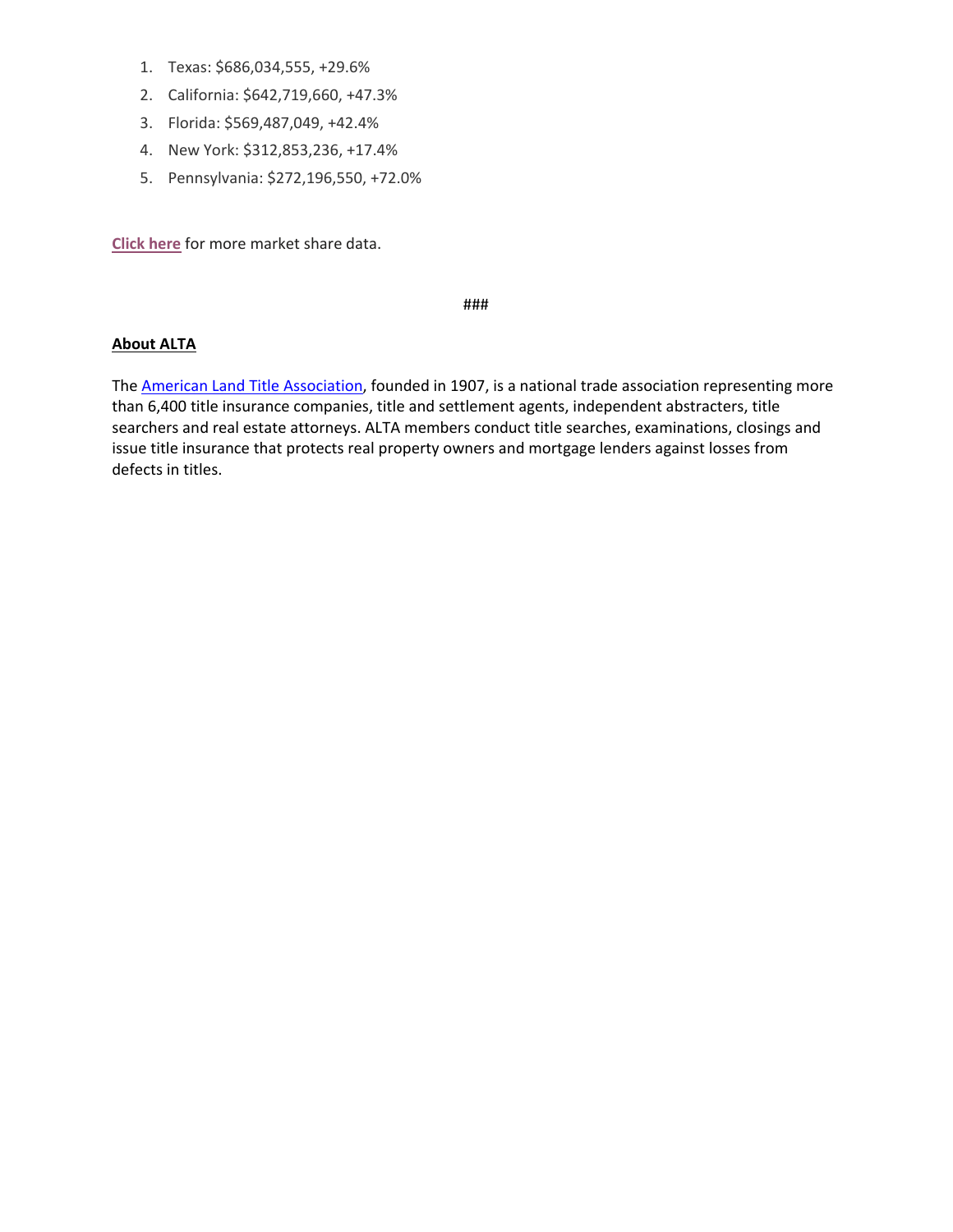1. Texas: $686,034,555, +29.6%
2. California: $642,719,660, +47.3%
3. Florida: $569,487,049, +42.4%
4. New York: $312,853,236, +17.4%
5. Pennsylvania: $272,196,550, +72.0%

**Click here** for more market share data.

###

**About ALTA**

The American Land Title Association, founded in 1907, is a national trade association representing more than 6,400 title insurance companies, title and settlement agents, independent abstracters, title searchers and real estate attorneys. ALTA members conduct title searches, examinations, closings and issue title insurance that protects real property owners and mortgage lenders against losses from defects in titles.